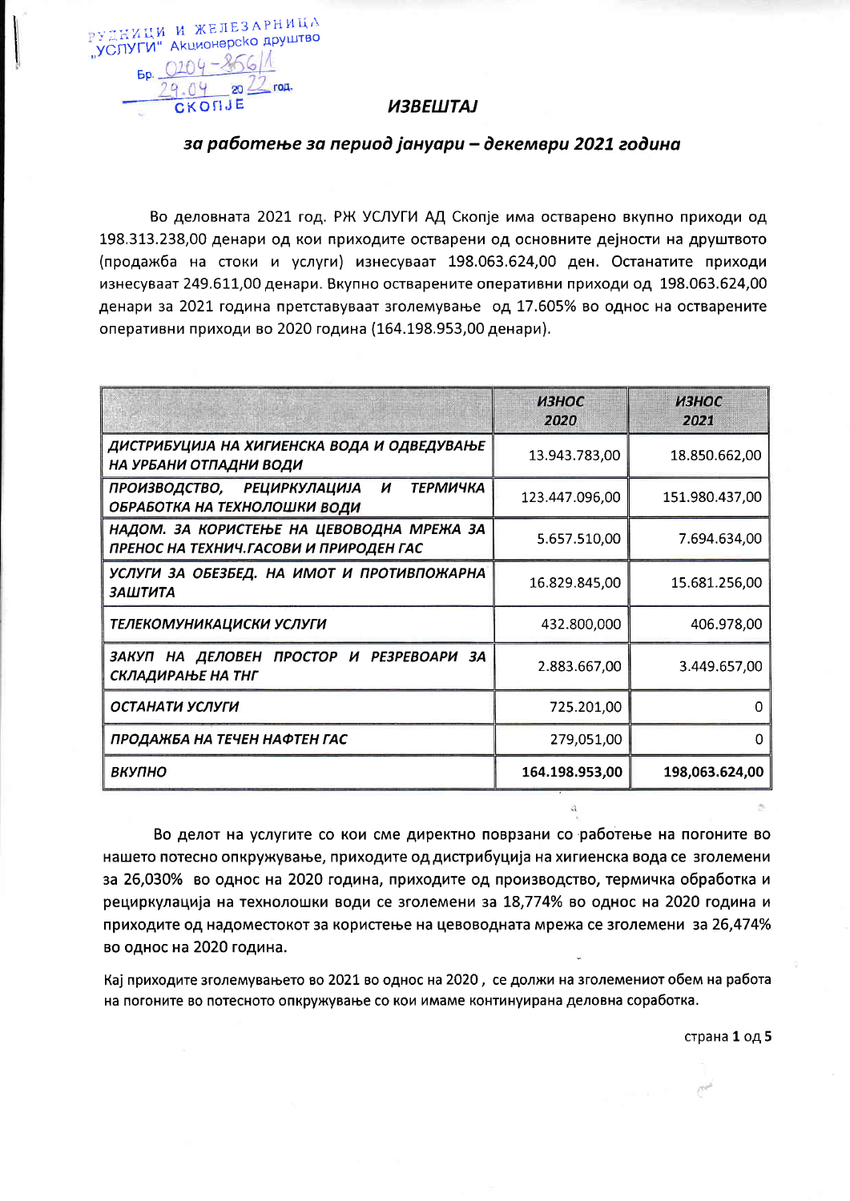РУДНИЦИ И ЖЕЛЕЗАРНИЦА „УСЛУГИ" Акционерско друштво

Бр. 0204-856/1

29.04 2022 год.

СКОПЈЕ

# ***ИЗВЕШТАЈ***

## ***за работење за период јануари – декември 2021 година***

Во деловната 2021 год. РЖ УСЛУГИ АД Скопје има остварено вкупно приходи од 198.313.238,00 денари од кои приходите остварени од основните дејности на друштвото (продажба на стоки и услуги) изнесуваат 198.063.624,00 ден. Останатите приходи изнесуваат 249.611,00 денари. Вкупно остварените оперативни приходи од 198.063.624,00 денари за 2021 година претставуваат зголемување од 17.605% во однос на остварените оперативни приходи во 2020 година (164.198.953,00 денари).

| | ***ИЗНОС 2020*** | ***ИЗНОС 2021*** |
|---|---|---|
| ***ДИСТРИБУЦИЈА НА ХИГИЕНСКА ВОДА И ОДВЕДУВАЊЕ НА УРБАНИ ОТПАДНИ ВОДИ*** | 13.943.783,00 | 18.850.662,00 |
| ***ПРОИЗВОДСТВО, РЕЦИРКУЛАЦИЈА И ТЕРМИЧКА ОБРАБОТКА НА ТЕХНОЛОШКИ ВОДИ*** | 123.447.096,00 | 151.980.437,00 |
| ***НАДОМ. ЗА КОРИСТЕЊЕ НА ЦЕВОВОДНА МРЕЖА ЗА ПРЕНОС НА ТЕХНИЧ.ГАСОВИ И ПРИРОДЕН ГАС*** | 5.657.510,00 | 7.694.634,00 |
| ***УСЛУГИ ЗА ОБЕЗБЕД. НА ИМОТ И ПРОТИВПОЖАРНА ЗАШТИТА*** | 16.829.845,00 | 15.681.256,00 |
| ***ТЕЛЕКОМУНИКАЦИСКИ УСЛУГИ*** | 432.800,000 | 406.978,00 |
| ***ЗАКУП НА ДЕЛОВЕН ПРОСТОР И РЕЗЕРВОАРИ ЗА СКЛАДИРАЊЕ НА ТНГ*** | 2.883.667,00 | 3.449.657,00 |
| ***ОСТАНАТИ УСЛУГИ*** | 725.201,00 | 0 |
| ***ПРОДАЖБА НА ТЕЧЕН НАФТЕН ГАС*** | 279,051,00 | 0 |
| ***ВКУПНО*** | **164.198.953,00** | **198,063.624,00** |

Во делот на услугите со кои сме директно поврзани со работење на погоните во нашето потесно опкружување, приходите од дистрибуција на хигиенска вода се зголемени за 26,030% во однос на 2020 година, приходите од производство, термичка обработка и рециркулација на технолошки води се зголемени за 18,774% во однос на 2020 година и приходите од надоместокот за користење на цевоводната мрежа се зголемени за 26,474% во однос на 2020 година.

Кај приходите зголемувањето во 2021 во однос на 2020 , се должи на зголемениот обем на работа на погоните во потесното опкружување со кои имаме континуирана деловна соработка.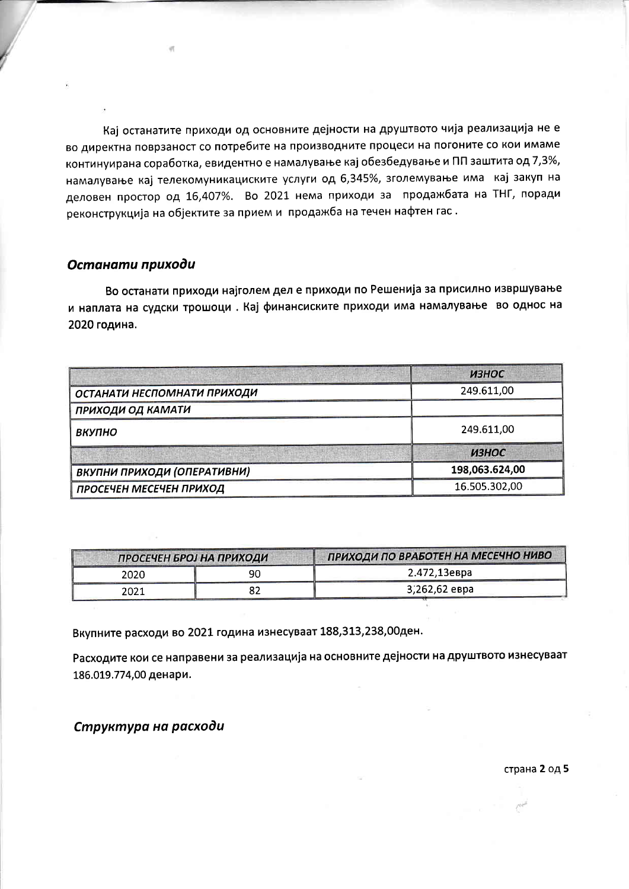Кај останатите приходи од основните дејности на друштвото чија реализација не е во директна поврзаност со потребите на производните процеси на погоните со кои имаме континуирана соработка, евидентно е намалување кај обезбедување и ПП заштита од 7,3%, намалување кај телекомуникациските услуги од 6,345%, зголемување има кај закуп на деловен простор од 16,407%. Во 2021 нема приходи за продажбата на ТНГ, поради реконструкција на објектите за прием и продажба на течен нафтен гас .

## *Останати приходи*

Во останати приходи најголем дел е приходи по Решенија за присилно извршување и наплата на судски трошоци . Кај финансиските приходи има намалување во однос на 2020 година.

| | *ИЗНОС* |
|---|---|
| *ОСТАНАТИ НЕСПОМНАТИ ПРИХОДИ* | 249.611,00 |
| *ПРИХОДИ ОД КАМАТИ* | |
| *ВКУПНО* | 249.611,00 |
| | *ИЗНОС* |
| *ВКУПНИ ПРИХОДИ (ОПЕРАТИВНИ)* | **198,063.624,00** |
| *ПРОСЕЧЕН МЕСЕЧЕН ПРИХОД* | 16.505.302,00 |

| *ПРОСЕЧЕН БРОЈ НА ПРИХОДИ* | | *ПРИХОДИ ПО ВРАБОТЕН НА МЕСЕЧНО НИВО* |
|---|---|---|
| 2020 | 90 | 2.472,13евра |
| 2021 | 82 | 3,262,62 евра |

Вкупните расходи во 2021 година изнесуваат 188,313,238,00ден.

Расходите кои се направени за реализација на основните дејности на друштвото изнесуваат 186.019.774,00 денари.

## *Структура на расходи*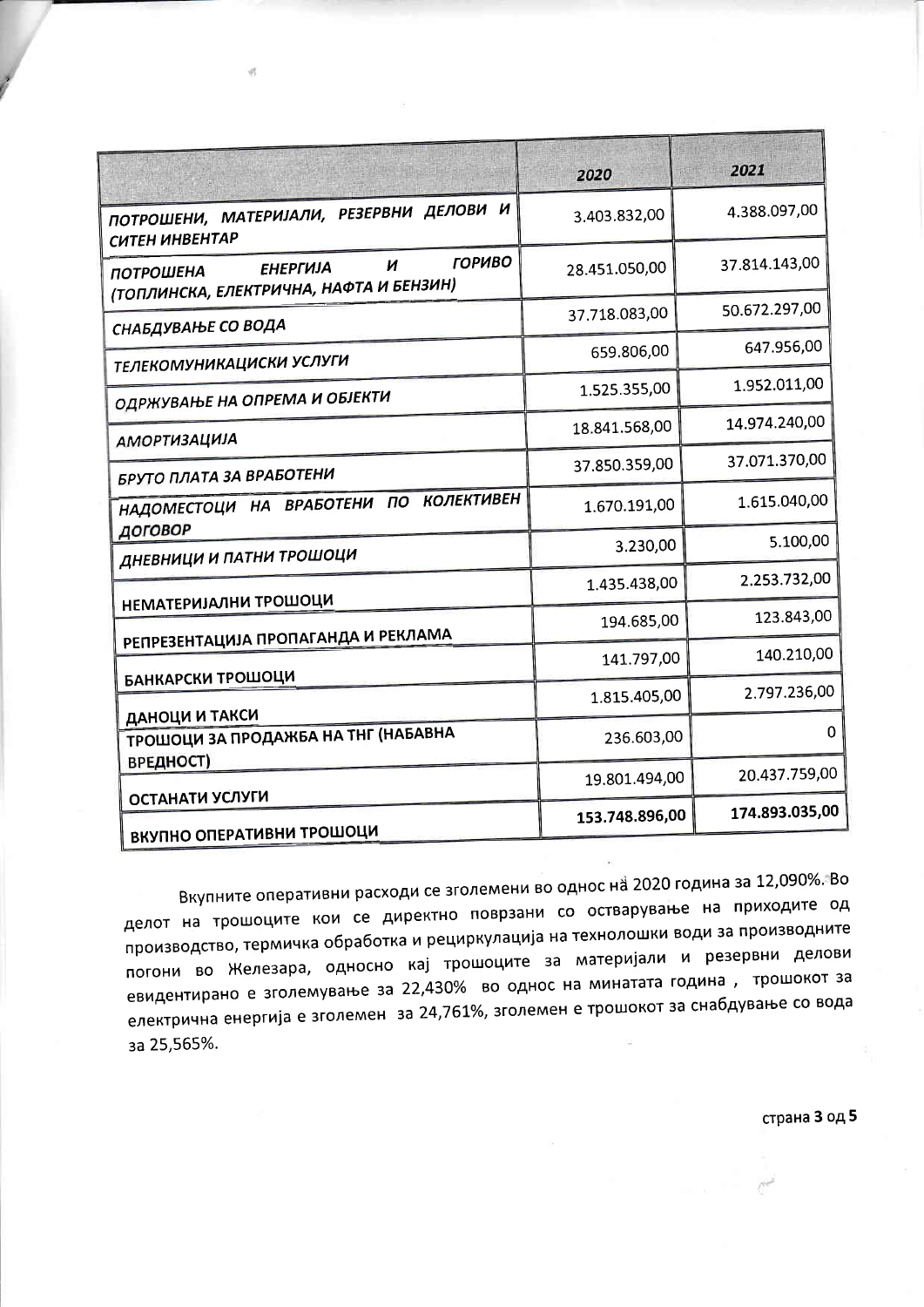| | 2020 | 2021 |
|---|---|---|
| *ПОТРОШЕНИ, МАТЕРИЈАЛИ, РЕЗЕРВНИ ДЕЛОВИ И СИТЕН ИНВЕНТАР* | 3.403.832,00 | 4.388.097,00 |
| *ПОТРОШЕНА ЕНЕРГИЈА И ГОРИВО (ТОПЛИНСКА, ЕЛЕКТРИЧНА, НАФТА И БЕНЗИН)* | 28.451.050,00 | 37.814.143,00 |
| *СНАБДУВАЊЕ СО ВОДА* | 37.718.083,00 | 50.672.297,00 |
| *ТЕЛЕКОМУНИКАЦИСКИ УСЛУГИ* | 659.806,00 | 647.956,00 |
| *ОДРЖУВАЊЕ НА ОПРЕМА И ОБЈЕКТИ* | 1.525.355,00 | 1.952.011,00 |
| *АМОРТИЗАЦИЈА* | 18.841.568,00 | 14.974.240,00 |
| *БРУТО ПЛАТА ЗА ВРАБОТЕНИ* | 37.850.359,00 | 37.071.370,00 |
| *НАДОМЕСТОЦИ НА ВРАБОТЕНИ ПО КОЛЕКТИВЕН ДОГОВОР* | 1.670.191,00 | 1.615.040,00 |
| *ДНЕВНИЦИ И ПАТНИ ТРОШОЦИ* | 3.230,00 | 5.100,00 |
| НЕМАТЕРИЈАЛНИ ТРОШОЦИ | 1.435.438,00 | 2.253.732,00 |
| РЕПРЕЗЕНТАЦИЈА ПРОПАГАНДА И РЕКЛАМА | 194.685,00 | 123.843,00 |
| БАНКАРСКИ ТРОШОЦИ | 141.797,00 | 140.210,00 |
| ДАНОЦИ И ТАКСИ | 1.815.405,00 | 2.797.236,00 |
| ТРОШОЦИ ЗА ПРОДАЖБА НА ТНГ (НАБАВНА ВРЕДНОСТ) | 236.603,00 | 0 |
| ОСТАНАТИ УСЛУГИ | 19.801.494,00 | 20.437.759,00 |
| ВКУПНО ОПЕРАТИВНИ ТРОШОЦИ | **153.748.896,00** | **174.893.035,00** |

Вкупните оперативни расходи се зголемени во однос на 2020 година за 12,090%. Во делот на трошоците кои се директно поврзани со остварување на приходите од производство, термичка обработка и рециркулација на технолошки води за производните погони во Железара, односно кај трошоците за материјали и резервни делови евидентирано е зголемување за 22,430% во однос на минатата година , трошокот за електрична енергија е зголемен за 24,761%, зголемен е трошокот за снабдување со вода за 25,565%.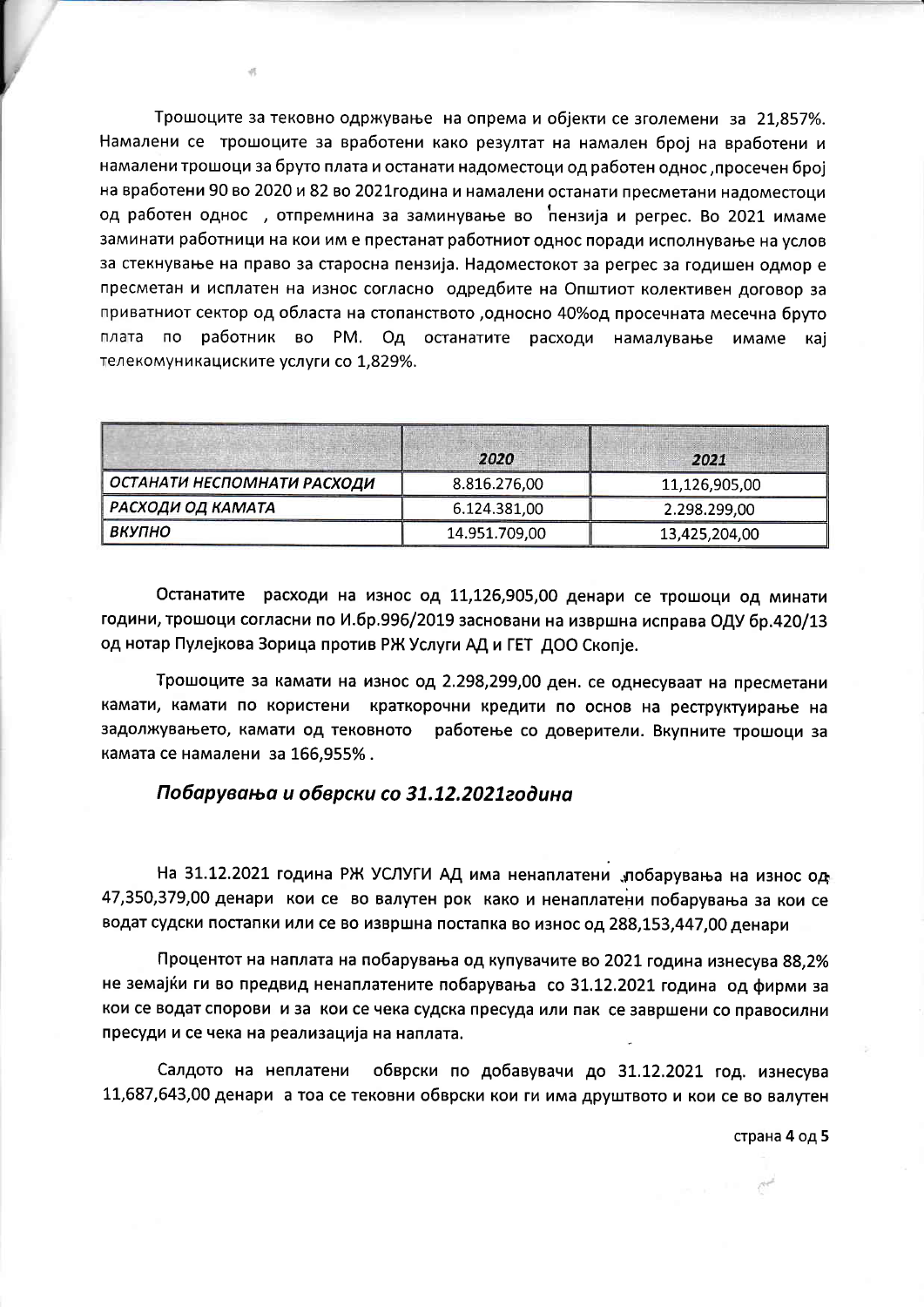Трошоците за тековно одржување на опрема и објекти се зголемени за 21,857%. Намалени се трошоците за вработени како резултат на намален број на вработени и намалени трошоци за бруто плата и останати надоместоци од работен однос ,просечен број на вработени 90 во 2020 и 82 во 2021година и намалени останати пресметани надоместоци од работен однос , отпремнина за заминување во пензија и регрес. Во 2021 имаме заминати работници на кои им е престанат работниот однос поради исполнување на услов за стекнување на право за старосна пензија. Надоместокот за регрес за годишен одмор е пресметан и исплатен на износ согласно одредбите на Општиот колективен договор за приватниот сектор од областа на стопанството ,односно 40%од просечната месечна бруто плата по работник во РМ. Од останатите расходи намалување имаме кај телекомуникациските услуги со 1,829%.

| | *2020* | *2021* |
|---|---|---|
| *ОСТАНАТИ НЕСПОМНАТИ РАСХОДИ* | 8.816.276,00 | 11,126,905,00 |
| *РАСХОДИ ОД КАМАТА* | 6.124.381,00 | 2.298.299,00 |
| *ВКУПНО* | 14.951.709,00 | 13,425,204,00 |

Останатите расходи на износ од 11,126,905,00 денари се трошоци од минати години, трошоци согласни по И.бр.996/2019 засновани на извршна исправа ОДУ бр.420/13 од нотар Пулејкова Зорица против РЖ Услуги АД и ГЕТ ДОО Скопје.

Трошоците за камати на износ од 2.298,299,00 ден. се однесуваат на пресметани камати, камати по користени краткорочни кредити по основ на реструктуирање на задолжувањето, камати од тековното работење со доверители. Вкупните трошоци за камата се намалени за 166,955% .

## *Побарувања и обврски со 31.12.2021година*

На 31.12.2021 година РЖ УСЛУГИ АД има ненаплатени побарувања на износ од 47,350,379,00 денари кои се во валутен рок како и ненаплатени побарувања за кои се водат судски постапки или се во извршна постапка во износ од 288,153,447,00 денари

Процентот на наплата на побарувања од купувачите во 2021 година изнесува 88,2% не земајќи ги во предвид ненаплатените побарувања со 31.12.2021 година од фирми за кои се водат спорови и за кои се чека судска пресуда или пак се завршени со правосилни пресуди и се чека на реализација на наплата.

Салдото на неплатени обврски по добавувачи до 31.12.2021 год. изнесува 11,687,643,00 денари а тоа се тековни обврски кои ги има друштвото и кои се во валутен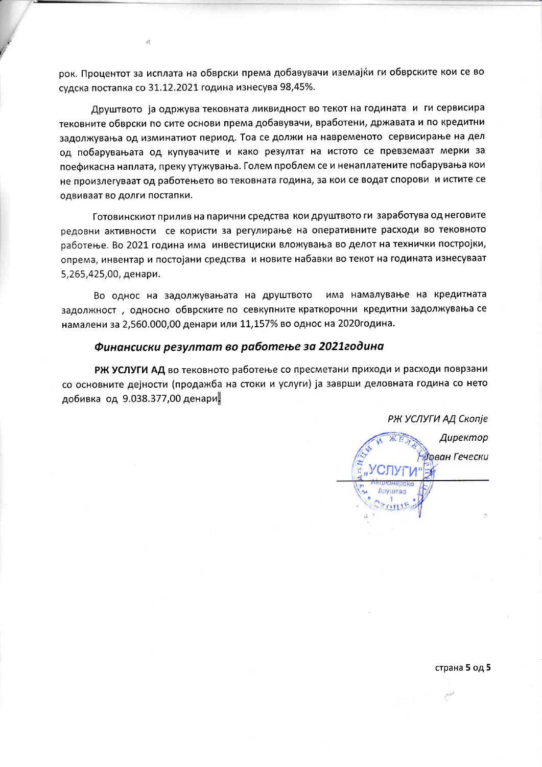рок. Процентот за исплата на обврски према добавувачи иземајќи ги обврските кои се во судска постапка со 31.12.2021 година изнесува 98,45%.

Друштвото ја одржува тековната ликвидност во текот на годината и ги сервисира тековните обврски по сите основи према добавувачи, вработени, државата и по кредитни задолжувања од изминатиот период. Тоа се должи на навременото сервисирање на дел од побарувањата од купувачите и како резултат на истото се превземаат мерки за поефикасна наплата, преку утужувања. Голем проблем се и ненаплатените побарувања кои не произлегуваат од работењето во тековната година, за кои се водат спорови и истите се одвиваат во долги постапки.

Готовинскиот прилив на парични средства кои друштвото ги заработува од неговите редовни активности се користи за регулирање на оперативните расходи во тековното работење. Во 2021 година има инвестициски вложувања во делот на технички постројки, опрема, инвентар и постојани средства и новите набавки во текот на годината изнесуваат 5,265,425,00, денари.

Во однос на задолжувањата на друштвото има намалување на кредитната задолжност , односно обврските по севкупните краткорочни кредитни задолжувања се намалени за 2,560.000,00 денари или 11,157% во однос на 2020година.

### *Финансиски резултат во работење за 2021година*

**РЖ УСЛУГИ АД** во тековното работење со пресметани приходи и расходи поврзани со основните дејности (продажба на стоки и услуги) ја заврши деловната година со **нето** добивка од 9.038.377,00 денари.

*РЖ УСЛУГИ АД Скопје*

*Директор*

*Јован Гечески*